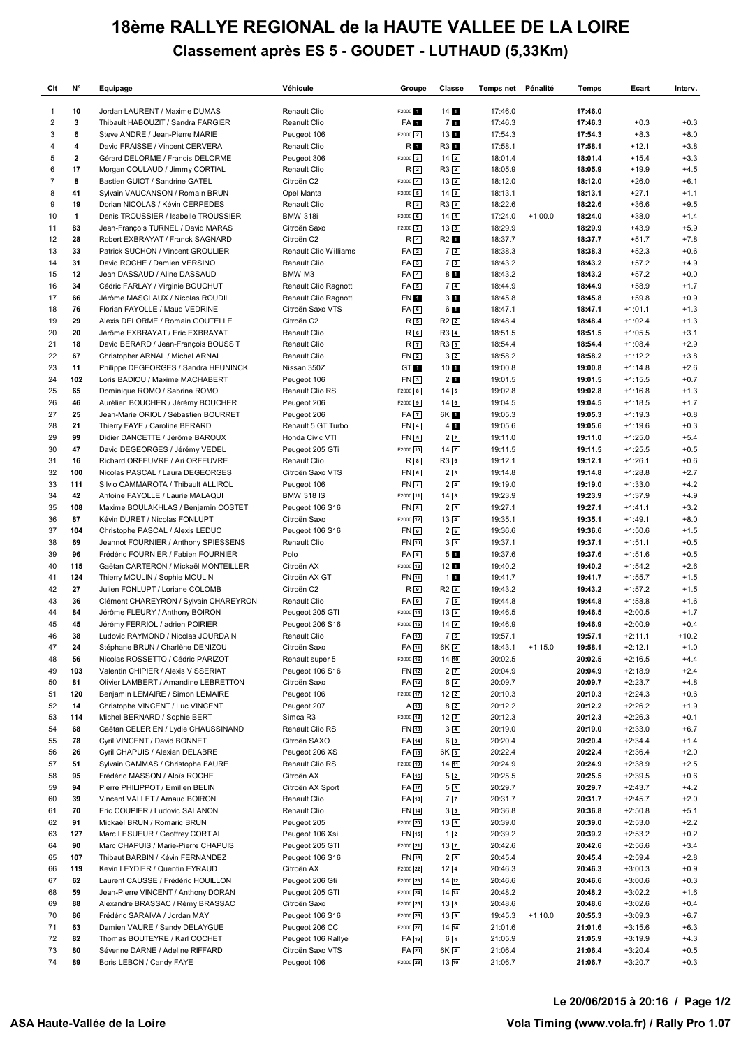# 18ème RALLYE REGIONAL de la HAUTE VALLEE DE LA LOIRE

## Classement après ES 5 - GOUDET - LUTHAUD (5,33Km)

| Clt | N° | Equipage | Véhicule | Groupe | Classe | Temps net | Pénalité | Temps | Ecart | Interv. |
|---|---|---|---|---|---|---|---|---|---|---|
| 1 | 10 | Jordan LAURENT / Maxime DUMAS | Renault Clio | F2000 1 | 14 1 | 17:46.0 | | 17:46.0 | | |
| 2 | 3 | Thibault HABOUZIT / Sandra FARGIER | Reanult Clio | FA 1 | 7 1 | 17:46.3 | | 17:46.3 | +0.3 | +0.3 |
| 3 | 6 | Steve ANDRE / Jean-Pierre MARIE | Peugeot 106 | F2000 2 | 13 1 | 17:54.3 | | 17:54.3 | +8.3 | +8.0 |
| 4 | 4 | David FRAISSE / Vincent CERVERA | Renault Clio | R 1 | R3 1 | 17:58.1 | | 17:58.1 | +12.1 | +3.8 |
| 5 | 2 | Gérard DELORME / Francis DELORME | Peugeot 306 | F2000 3 | 14 2 | 18:01.4 | | 18:01.4 | +15.4 | +3.3 |
| 6 | 17 | Morgan COULAUD / Jimmy CORTIAL | Renault Clio | R 2 | R3 2 | 18:05.9 | | 18:05.9 | +19.9 | +4.5 |
| 7 | 8 | Bastien GUIOT / Sandrine GATEL | Citroën C2 | F2000 4 | 13 2 | 18:12.0 | | 18:12.0 | +26.0 | +6.1 |
| 8 | 41 | Sylvain VAUCANSON / Romain BRUN | Opel Manta | F2000 5 | 14 3 | 18:13.1 | | 18:13.1 | +27.1 | +1.1 |
| 9 | 19 | Dorian NICOLAS / Kévin CERPEDES | Renault Clio | R 3 | R3 3 | 18:22.6 | | 18:22.6 | +36.6 | +9.5 |
| 10 | 1 | Denis TROUSSIER / Isabelle TROUSSIER | BMW 318i | F2000 6 | 14 4 | 17:24.0 | +1:00.0 | 18:24.0 | +38.0 | +1.4 |
| 11 | 83 | Jean-François TURNEL / David MARAS | Citroën Saxo | F2000 7 | 13 3 | 18:29.9 | | 18:29.9 | +43.9 | +5.9 |
| 12 | 28 | Robert EXBRAYAT / Franck SAGNARD | Citroën C2 | R 4 | R2 1 | 18:37.7 | | 18:37.7 | +51.7 | +7.8 |
| 13 | 33 | Patrick SUCHON / Vincent GROULIER | Renault Clio Williams | FA 2 | 7 2 | 18:38.3 | | 18:38.3 | +52.3 | +0.6 |
| 14 | 31 | David ROCHE / Damien VERSINO | Renault Clio | FA 3 | 7 3 | 18:43.2 | | 18:43.2 | +57.2 | +4.9 |
| 15 | 12 | Jean DASSAUD / Aline DASSAUD | BMW M3 | FA 4 | 8 1 | 18:43.2 | | 18:43.2 | +57.2 | +0.0 |
| 16 | 34 | Cédric FARLAY / Virginie BOUCHUT | Renault Clio Ragnotti | FA 5 | 7 4 | 18:44.9 | | 18:44.9 | +58.9 | +1.7 |
| 17 | 66 | Jérôme MASCLAUX / Nicolas ROUDIL | Renault Clio Ragnotti | FN 1 | 3 1 | 18:45.8 | | 18:45.8 | +59.8 | +0.9 |
| 18 | 76 | Florian FAYOLLE / Maud VEDRINE | Citroën Saxo VTS | FA 6 | 6 1 | 18:47.1 | | 18:47.1 | +1:01.1 | +1.3 |
| 19 | 29 | Alexis DELORME / Romain GOUTELLE | Citroën C2 | R 5 | R2 2 | 18:48.4 | | 18:48.4 | +1:02.4 | +1.3 |
| 20 | 20 | Jérôme EXBRAYAT / Eric EXBRAYAT | Renault Clio | R 6 | R3 4 | 18:51.5 | | 18:51.5 | +1:05.5 | +3.1 |
| 21 | 18 | David BERARD / Jean-François BOUSSIT | Renault Clio | R 7 | R3 5 | 18:54.4 | | 18:54.4 | +1:08.4 | +2.9 |
| 22 | 67 | Christopher ARNAL / Michel ARNAL | Renault Clio | FN 2 | 3 2 | 18:58.2 | | 18:58.2 | +1:12.2 | +3.8 |
| 23 | 11 | Philippe DEGEORGES / Sandra HEUNINCK | Nissan 350Z | GT 1 | 10 1 | 19:00.8 | | 19:00.8 | +1:14.8 | +2.6 |
| 24 | 102 | Loris BADIOU / Maxime MACHABERT | Peugeot 106 | FN 3 | 2 1 | 19:01.5 | | 19:01.5 | +1:15.5 | +0.7 |
| 25 | 65 | Dominique ROMO / Sabrina ROMO | Renault Clio RS | F2000 8 | 14 5 | 19:02.8 | | 19:02.8 | +1:16.8 | +1.3 |
| 26 | 46 | Aurélien BOUCHER / Jérémy BOUCHER | Peugeot 206 | F2000 9 | 14 6 | 19:04.5 | | 19:04.5 | +1:18.5 | +1.7 |
| 27 | 25 | Jean-Marie ORIOL / Sébastien BOURRET | Peugeot 206 | FA 7 | 6K 1 | 19:05.3 | | 19:05.3 | +1:19.3 | +0.8 |
| 28 | 21 | Thierry FAYE / Caroline BERARD | Renault 5 GT Turbo | FN 4 | 4 1 | 19:05.6 | | 19:05.6 | +1:19.6 | +0.3 |
| 29 | 99 | Didier DANCETTE / Jérôme BAROUX | Honda Civic VTI | FN 5 | 2 2 | 19:11.0 | | 19:11.0 | +1:25.0 | +5.4 |
| 30 | 47 | David DEGEORGES / Jérémy VEDEL | Peugeot 205 GTi | F2000 10 | 14 7 | 19:11.5 | | 19:11.5 | +1:25.5 | +0.5 |
| 31 | 16 | Richard ORFEUVRE / Ari ORFEUVRE | Renault Clio | R 8 | R3 6 | 19:12.1 | | 19:12.1 | +1:26.1 | +0.6 |
| 32 | 100 | Nicolas PASCAL / Laura DEGEORGES | Citroën Saxo VTS | FN 6 | 2 3 | 19:14.8 | | 19:14.8 | +1:28.8 | +2.7 |
| 33 | 111 | Silvio CAMMAROTA / Thibault ALLIROL | Peugeot 106 | FN 7 | 2 4 | 19:19.0 | | 19:19.0 | +1:33.0 | +4.2 |
| 34 | 42 | Antoine FAYOLLE / Laurie MALAQUI | BMW 318 IS | F2000 11 | 14 8 | 19:23.9 | | 19:23.9 | +1:37.9 | +4.9 |
| 35 | 108 | Maxime BOULAKHLAS / Benjamin COSTET | Peugeot 106 S16 | FN 8 | 2 5 | 19:27.1 | | 19:27.1 | +1:41.1 | +3.2 |
| 36 | 87 | Kévin DURET / Nicolas FONLUPT | Citroën Saxo | F2000 12 | 13 4 | 19:35.1 | | 19:35.1 | +1:49.1 | +8.0 |
| 37 | 104 | Christophe PASCAL / Alexis LEDUC | Peugeot 106 S16 | FN 9 | 2 6 | 19:36.6 | | 19:36.6 | +1:50.6 | +1.5 |
| 38 | 69 | Jeannot FOURNIER / Anthony SPIESSENS | Renault Clio | FN 10 | 3 3 | 19:37.1 | | 19:37.1 | +1:51.1 | +0.5 |
| 39 | 96 | Frédéric FOURNIER / Fabien FOURNIER | Polo | FA 8 | 5 1 | 19:37.6 | | 19:37.6 | +1:51.6 | +0.5 |
| 40 | 115 | Gaëtan CARTERON / Mickaël MONTEILLER | Citroën AX | F2000 13 | 12 1 | 19:40.2 | | 19:40.2 | +1:54.2 | +2.6 |
| 41 | 124 | Thierry MOULIN / Sophie MOULIN | Citroën AX GTI | FN 11 | 1 1 | 19:41.7 | | 19:41.7 | +1:55.7 | +1.5 |
| 42 | 27 | Julien FONLUPT / Loriane COLOMB | Citroën C2 | R 9 | R2 3 | 19:43.2 | | 19:43.2 | +1:57.2 | +1.5 |
| 43 | 36 | Clément CHAREYRON / Sylvain CHAREYRON | Renault Clio | FA 9 | 7 5 | 19:44.8 | | 19:44.8 | +1:58.8 | +1.6 |
| 44 | 84 | Jérôme FLEURY / Anthony BOIRON | Peugeot 205 GTI | F2000 14 | 13 5 | 19:46.5 | | 19:46.5 | +2:00.5 | +1.7 |
| 45 | 45 | Jérémy FERRIOL / adrien POIRIER | Peugeot 206 S16 | F2000 15 | 14 9 | 19:46.9 | | 19:46.9 | +2:00.9 | +0.4 |
| 46 | 38 | Ludovic RAYMOND / Nicolas JOURDAIN | Renault Clio | FA 10 | 7 6 | 19:57.1 | | 19:57.1 | +2:11.1 | +10.2 |
| 47 | 24 | Stéphane BRUN / Charlène DENIZOU | Citroën Saxo | FA 11 | 6K 2 | 18:43.1 | +1:15.0 | 19:58.1 | +2:12.1 | +1.0 |
| 48 | 56 | Nicolas ROSSETTO / Cédric PARIZOT | Renault super 5 | F2000 16 | 14 10 | 20:02.5 | | 20:02.5 | +2:16.5 | +4.4 |
| 49 | 103 | Valentin CHIPIER / Alexis VISSERIAT | Peugeot 106 S16 | FN 12 | 2 7 | 20:04.9 | | 20:04.9 | +2:18.9 | +2.4 |
| 50 | 81 | Olivier LAMBERT / Amandine LEBRETTON | Citroën Saxo | FA 12 | 6 2 | 20:09.7 | | 20:09.7 | +2:23.7 | +4.8 |
| 51 | 120 | Benjamin LEMAIRE / Simon LEMAIRE | Peugeot 106 | F2000 17 | 12 2 | 20:10.3 | | 20:10.3 | +2:24.3 | +0.6 |
| 52 | 14 | Christophe VINCENT / Luc VINCENT | Peugeot 207 | A 13 | 8 2 | 20:12.2 | | 20:12.2 | +2:26.2 | +1.9 |
| 53 | 114 | Michel BERNARD / Sophie BERT | Simca R3 | F2000 18 | 12 3 | 20:12.3 | | 20:12.3 | +2:26.3 | +0.1 |
| 54 | 68 | Gaëtan CELERIEN / Lydie CHAUSSINAND | Renault Clio RS | FN 13 | 3 4 | 20:19.0 | | 20:19.0 | +2:33.0 | +6.7 |
| 55 | 78 | Cyril VINCENT / David BONNET | Citroën SAXO | FA 14 | 6 3 | 20:20.4 | | 20:20.4 | +2:34.4 | +1.4 |
| 56 | 26 | Cyril CHAPUIS / Alexian DELABRE | Peugeot 206 XS | FA 15 | 6K 3 | 20:22.4 | | 20:22.4 | +2:36.4 | +2.0 |
| 57 | 51 | Sylvain CAMMAS / Christophe FAURE | Renault Clio RS | F2000 19 | 14 11 | 20:24.9 | | 20:24.9 | +2:38.9 | +2.5 |
| 58 | 95 | Frédéric MASSON / Aloïs ROCHE | Citroën AX | FA 16 | 5 2 | 20:25.5 | | 20:25.5 | +2:39.5 | +0.6 |
| 59 | 94 | Pierre PHILIPPOT / Emilien BELIN | Citroën AX Sport | FA 17 | 5 3 | 20:29.7 | | 20:29.7 | +2:43.7 | +4.2 |
| 60 | 39 | Vincent VALLET / Arnaud BOIRON | Renault Clio | FA 18 | 7 7 | 20:31.7 | | 20:31.7 | +2:45.7 | +2.0 |
| 61 | 70 | Eric COUPIER / Ludovic SALANON | Renault Clio | FN 14 | 3 5 | 20:36.8 | | 20:36.8 | +2:50.8 | +5.1 |
| 62 | 91 | Mickaël BRUN / Romaric BRUN | Peugeot 205 | F2000 20 | 13 6 | 20:39.0 | | 20:39.0 | +2:53.0 | +2.2 |
| 63 | 127 | Marc LESUEUR / Geoffrey CORTIAL | Peugeot 106 Xsi | FN 15 | 1 2 | 20:39.2 | | 20:39.2 | +2:53.2 | +0.2 |
| 64 | 90 | Marc CHAPUIS / Marie-Pierre CHAPUIS | Peugeot 205 GTI | F2000 21 | 13 7 | 20:42.6 | | 20:42.6 | +2:56.6 | +3.4 |
| 65 | 107 | Thibaut BARBIN / Kévin FERNANDEZ | Peugeot 106 S16 | FN 16 | 2 8 | 20:45.4 | | 20:45.4 | +2:59.4 | +2.8 |
| 66 | 119 | Kevin LEYDIER / Quentin EYRAUD | Citroën AX | F2000 22 | 12 4 | 20:46.3 | | 20:46.3 | +3:00.3 | +0.9 |
| 67 | 62 | Laurent CAUSSE / Frédéric HOUILLON | Peugeot 206 Gti | F2000 23 | 14 12 | 20:46.6 | | 20:46.6 | +3:00.6 | +0.3 |
| 68 | 59 | Jean-Pierre VINCENT / Anthony DORAN | Peugeot 205 GTI | F2000 24 | 14 13 | 20:48.2 | | 20:48.2 | +3:02.2 | +1.6 |
| 69 | 88 | Alexandre BRASSAC / Rémy BRASSAC | Citroën Saxo | F2000 25 | 13 8 | 20:48.6 | | 20:48.6 | +3:02.6 | +0.4 |
| 70 | 86 | Frédéric SARAIVA / Jordan MAY | Peugeot 106 S16 | F2000 26 | 13 9 | 19:45.3 | +1:10.0 | 20:55.3 | +3:09.3 | +6.7 |
| 71 | 63 | Damien VAURE / Sandy DELAYGUE | Peugeot 206 CC | F2000 27 | 14 14 | 21:01.6 | | 21:01.6 | +3:15.6 | +6.3 |
| 72 | 82 | Thomas BOUTEYRE / Karl COCHET | Peugeot 106 Rallye | FA 19 | 6 4 | 21:05.9 | | 21:05.9 | +3:19.9 | +4.3 |
| 73 | 80 | Séverine DARNE / Adeline RIFFARD | Citroën Saxo VTS | FA 20 | 6K 4 | 21:06.4 | | 21:06.4 | +3:20.4 | +0.5 |
| 74 | 89 | Boris LEBON / Candy FAYE | Peugeot 106 | F2000 28 | 13 10 | 21:06.7 | | 21:06.7 | +3:20.7 | +0.3 |

Le 20/06/2015 à 20:16

ASA Haute-Vallée de la Loire

Vola Timing (www.vola.fr) / Rally Pro 1.07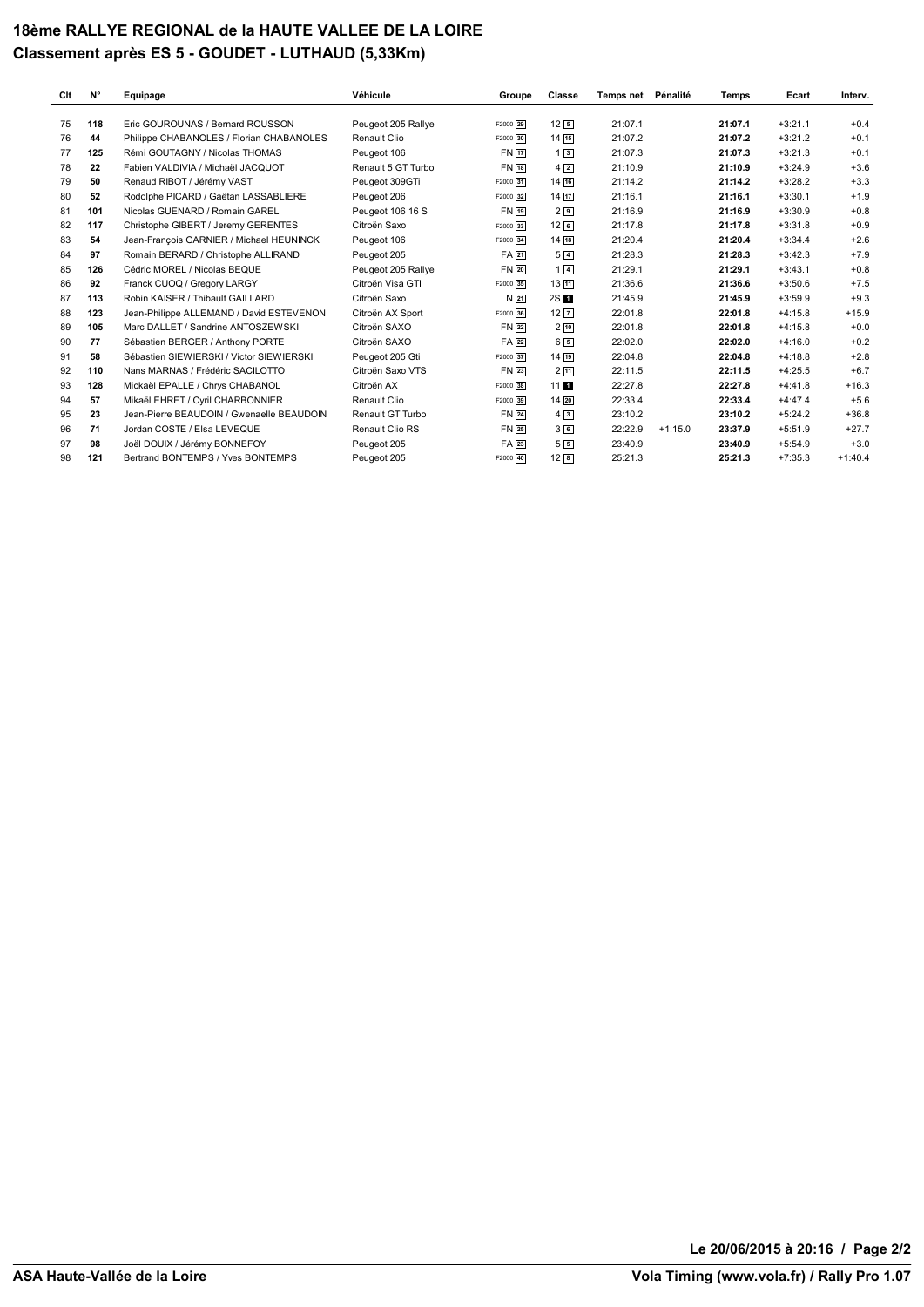# 18ème RALLYE REGIONAL de la HAUTE VALLEE DE LA LOIRE
## Classement après ES 5 - GOUDET - LUTHAUD (5,33Km)

| Clt | N° | Equipage | Véhicule | Groupe | Classe | Temps net | Pénalité | Temps | Ecart | Interv. |
|---|---|---|---|---|---|---|---|---|---|---|
| 75 | 118 | Eric GOUROUNAS / Bernard ROUSSON | Peugeot 205 Rallye | F2000 29 | 12 5 | 21:07.1 | | **21:07.1** | +3:21.1 | +0.4 |
| 76 | 44 | Philippe CHABANOLES / Florian CHABANOLES | Renault Clio | F2000 30 | 14 15 | 21:07.2 | | **21:07.2** | +3:21.2 | +0.1 |
| 77 | 125 | Rémi GOUTAGNY / Nicolas THOMAS | Peugeot 106 | FN 17 | 1 3 | 21:07.3 | | **21:07.3** | +3:21.3 | +0.1 |
| 78 | 22 | Fabien VALDIVIA / Michaël JACQUOT | Renault 5 GT Turbo | FN 18 | 4 2 | 21:10.9 | | **21:10.9** | +3:24.9 | +3.6 |
| 79 | 50 | Renaud RIBOT / Jérémy VAST | Peugeot 309GTi | F2000 31 | 14 16 | 21:14.2 | | **21:14.2** | +3:28.2 | +3.3 |
| 80 | 52 | Rodolphe PICARD / Gaëtan LASSABLIERE | Peugeot 206 | F2000 32 | 14 17 | 21:16.1 | | **21:16.1** | +3:30.1 | +1.9 |
| 81 | 101 | Nicolas GUENARD / Romain GAREL | Peugeot 106 16 S | FN 19 | 2 9 | 21:16.9 | | **21:16.9** | +3:30.9 | +0.8 |
| 82 | 117 | Christophe GIBERT / Jeremy GERENTES | Citroën Saxo | F2000 33 | 12 6 | 21:17.8 | | **21:17.8** | +3:31.8 | +0.9 |
| 83 | 54 | Jean-François GARNIER / Michael HEUNINCK | Peugeot 106 | F2000 34 | 14 18 | 21:20.4 | | **21:20.4** | +3:34.4 | +2.6 |
| 84 | 97 | Romain BERARD / Christophe ALLIRAND | Peugeot 205 | FA 21 | 5 4 | 21:28.3 | | **21:28.3** | +3:42.3 | +7.9 |
| 85 | 126 | Cédric MOREL / Nicolas BEQUE | Peugeot 205 Rallye | FN 20 | 1 4 | 21:29.1 | | **21:29.1** | +3:43.1 | +0.8 |
| 86 | 92 | Franck CUOQ / Gregory LARGY | Citroën Visa GTI | F2000 35 | 13 11 | 21:36.6 | | **21:36.6** | +3:50.6 | +7.5 |
| 87 | 113 | Robin KAISER / Thibault GAILLARD | Citroën Saxo | N 21 | 2S 1 | 21:45.9 | | **21:45.9** | +3:59.9 | +9.3 |
| 88 | 123 | Jean-Philippe ALLEMAND / David ESTEVENON | Citroën AX Sport | F2000 36 | 12 7 | 22:01.8 | | **22:01.8** | +4:15.8 | +15.9 |
| 89 | 105 | Marc DALLET / Sandrine ANTOSZEWSKI | Citroën SAXO | FN 22 | 2 10 | 22:01.8 | | **22:01.8** | +4:15.8 | +0.0 |
| 90 | 77 | Sébastien BERGER / Anthony PORTE | Citroën SAXO | FA 22 | 6 5 | 22:02.0 | | **22:02.0** | +4:16.0 | +0.2 |
| 91 | 58 | Sébastien SIEWIERSKI / Victor SIEWIERSKI | Peugeot 205 Gti | F2000 37 | 14 19 | 22:04.8 | | **22:04.8** | +4:18.8 | +2.8 |
| 92 | 110 | Nans MARNAS / Frédéric SACILOTTO | Citroën Saxo VTS | FN 23 | 2 11 | 22:11.5 | | **22:11.5** | +4:25.5 | +6.7 |
| 93 | 128 | Mickaël EPALLE / Chrys CHABANOL | Citroën AX | F2000 38 | 11 1 | 22:27.8 | | **22:27.8** | +4:41.8 | +16.3 |
| 94 | 57 | Mikaël EHRET / Cyril CHARBONNIER | Renault Clio | F2000 39 | 14 20 | 22:33.4 | | **22:33.4** | +4:47.4 | +5.6 |
| 95 | 23 | Jean-Pierre BEAUDOIN / Gwenaelle BEAUDOIN | Renault GT Turbo | FN 24 | 4 3 | 23:10.2 | | **23:10.2** | +5:24.2 | +36.8 |
| 96 | 71 | Jordan COSTE / Elsa LEVEQUE | Renault Clio RS | FN 25 | 3 6 | 22:22.9 | +1:15.0 | **23:37.9** | +5:51.9 | +27.7 |
| 97 | 98 | Joël DOUIX / Jérémy BONNEFOY | Peugeot 205 | FA 23 | 5 5 | 23:40.9 | | **23:40.9** | +5:54.9 | +3.0 |
| 98 | 121 | Bertrand BONTEMPS / Yves BONTEMPS | Peugeot 205 | F2000 40 | 12 8 | 25:21.3 | | **25:21.3** | +7:35.3 | +1:40.4 |

Le 20/06/2015 à 20:16

ASA Haute-Vallée de la Loire

Vola Timing (www.vola.fr) / Rally Pro 1.07